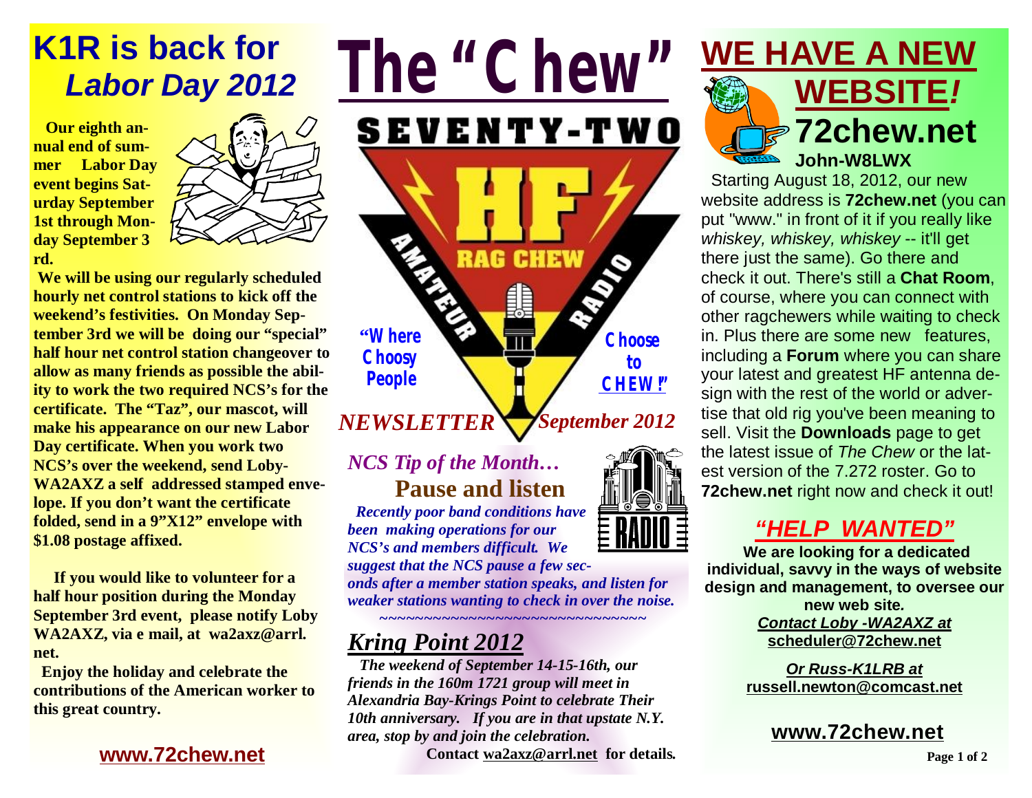# The "Chew"

SEVENTY-TWO

HF RAG CHEW AMATEUR RADIO

"Where Choosy People Choose to CHEW!"

*NEWSLETTER* *September 2012*

## K1R is back for *Labor Day 2012*

**Our eighth annual end of summer Labor Day event begins Saturday September 1st through Monday September 3 rd.**

**We will be using our regularly scheduled hourly net control stations to kick off the weekend's festivities. On Monday September 3rd we will be doing our "special" half hour net control station changeover to allow as many friends as possible the ability to work the two required NCS's for the certificate. The "Taz", our mascot, will make his appearance on our new Labor Day certificate. When you work two NCS's over the weekend, send Loby-WA2AXZ a self addressed stamped envelope. If you don't want the certificate folded, send in a 9"X12" envelope with $1.08 postage affixed.**

**If you would like to volunteer for a half hour position during the Monday September 3rd event, please notify Loby WA2AXZ, via e mail, at wa2axz@arrl.net.**

**Enjoy the holiday and celebrate the contributions of the American worker to this great country.**

**www.72chew.net**

### *NCS Tip of the Month…*

### Pause and listen

***Recently poor band conditions have been making operations for our NCS's and members difficult. We suggest that the NCS pause a few seconds after a member station speaks, and listen for weaker stations wanting to check in over the noise.***

~~~~~~~~~~~~~~~~~~~~~~~~~~~~~~~~~

## *Kring Point 2012*

***The weekend of September 14-15-16th, our friends in the 160m 1721 group will meet in Alexandria Bay-Krings Point to celebrate Their 10th anniversary. If you are in that upstate N.Y. area, stop by and join the celebration.***

**Contact wa2axz@arrl.net for details.**

## WE HAVE A NEW WEBSITE!

## 72chew.net

**John-W8LWX**

Starting August 18, 2012, our new website address is **72chew.net** (you can put "www." in front of it if you really like *whiskey, whiskey, whiskey* -- it'll get there just the same). Go there and check it out. There's still a **Chat Room**, of course, where you can connect with other ragchewers while waiting to check in. Plus there are some new features, including a **Forum** where you can share your latest and greatest HF antenna design with the rest of the world or advertise that old rig you've been meaning to sell. Visit the **Downloads** page to get the latest issue of *The Chew* or the latest version of the 7.272 roster. Go to **72chew.net** right now and check it out!

### *"HELP WANTED"*

**We are looking for a dedicated individual, savvy in the ways of website design and management, to oversee our new web site.**

***Contact Loby -WA2AXZ at***
**scheduler@72chew.net**

***Or Russ-K1LRB at***
**russell.newton@comcast.net**

**www.72chew.net**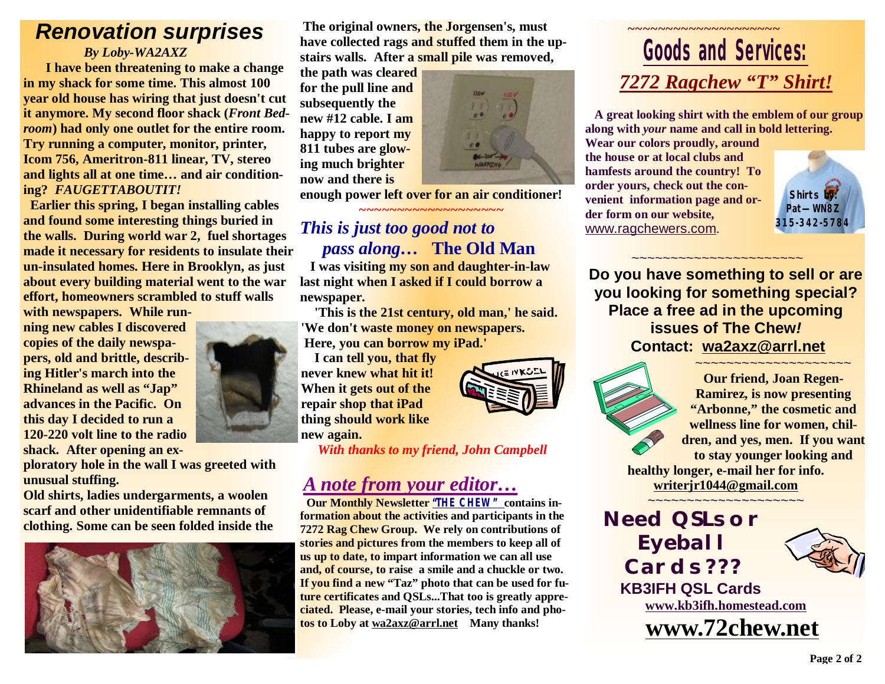## *Renovation surprises*

***By Loby-WA2AXZ***

**I have been threatening to make a change in my shack for some time. This almost 100 year old house has wiring that just doesn't cut it anymore. My second floor shack (*Front Bedroom*) had only one outlet for the entire room. Try running a computer, monitor, printer, Icom 756, Ameritron-811 linear, TV, stereo and lights all at one time… and air conditioning? *FAUGETTABOUTIT!***

**Earlier this spring, I began installing cables and found some interesting things buried in the walls. During world war 2, fuel shortages made it necessary for residents to insulate their un-insulated homes. Here in Brooklyn, as just about every building material went to the war effort, homeowners scrambled to stuff walls with newspapers. While running new cables I discovered copies of the daily newspapers, old and brittle, describing Hitler's march into the Rhineland as well as "Jap" advances in the Pacific. On this day I decided to run a 120-220 volt line to the radio shack. After opening an exploratory hole in the wall I was greeted with unusual stuffing.**

**Old shirts, ladies undergarments, a woolen scarf and other unidentifiable remnants of clothing. Some can be seen folded inside the**

**The original owners, the Jorgensen's, must have collected rags and stuffed them in the upstairs walls. After a small pile was removed, the path was cleared for the pull line and subsequently the new #12 cable. I am happy to report my 811 tubes are glowing much brighter now and there is enough power left over for an air conditioner!**

~~~~~~~~~~~~~~~~~~~~

## *This is just too good not to pass along…* The Old Man

**I was visiting my son and daughter-in-law last night when I asked if I could borrow a newspaper.**

**'This is the 21st century, old man,' he said. 'We don't waste money on newspapers. Here, you can borrow my iPad.'**

**I can tell you, that fly never knew what hit it! When it gets out of the repair shop that iPad thing should work like new again.**

***With thanks to my friend, John Campbell***

## *A note from your editor…*

**Our Monthly Newsletter "THE CHEW" contains information about the activities and participants in the 7272 Rag Chew Group. We rely on contributions of stories and pictures from the members to keep all of us up to date, to impart information we can all use and, of course, to raise a smile and a chuckle or two. If you find a new "Taz" photo that can be used for future certificates and QSLs...That too is greatly appreciated. Please, e-mail your stories, tech info and photos to Loby at wa2axz@arrl.net Many thanks!**

~~~~~~~~~~~~~~~~~~~~

## Goods and Services:

### *7272 Ragchew "T" Shirt!*

**A great looking shirt with the emblem of our group along with *your* name and call in bold lettering. Wear our colors proudly, around the house or at local clubs and hamfests around the country! To order yours, check out the convenient information page and order form on our website,** www.ragchewers.com.

**Shirts by: Pat— WN8Z 315-342-5784**

~~~~~~~~~~~~~~~~~~~~~~

**Do you have something to sell or are you looking for something special? Place a free ad in the upcoming issues of The Chew*!***

**Contact: wa2axz@arrl.net**

~~~~~~~~~~~~~~~~~~~~

**Our friend, Joan Regen-Ramirez, is now presenting "Arbonne," the cosmetic and wellness line for women, children, and yes, men. If you want to stay younger looking and healthy longer, e-mail her for info.**

**writerjr1044@gmail.com**

~~~~~~~~~~~~~~~~~~~~

## Need QSLs or Eyeball Cards???

**KB3IFH QSL Cards**

**www.kb3ifh.homestead.com**

# www.72chew.net